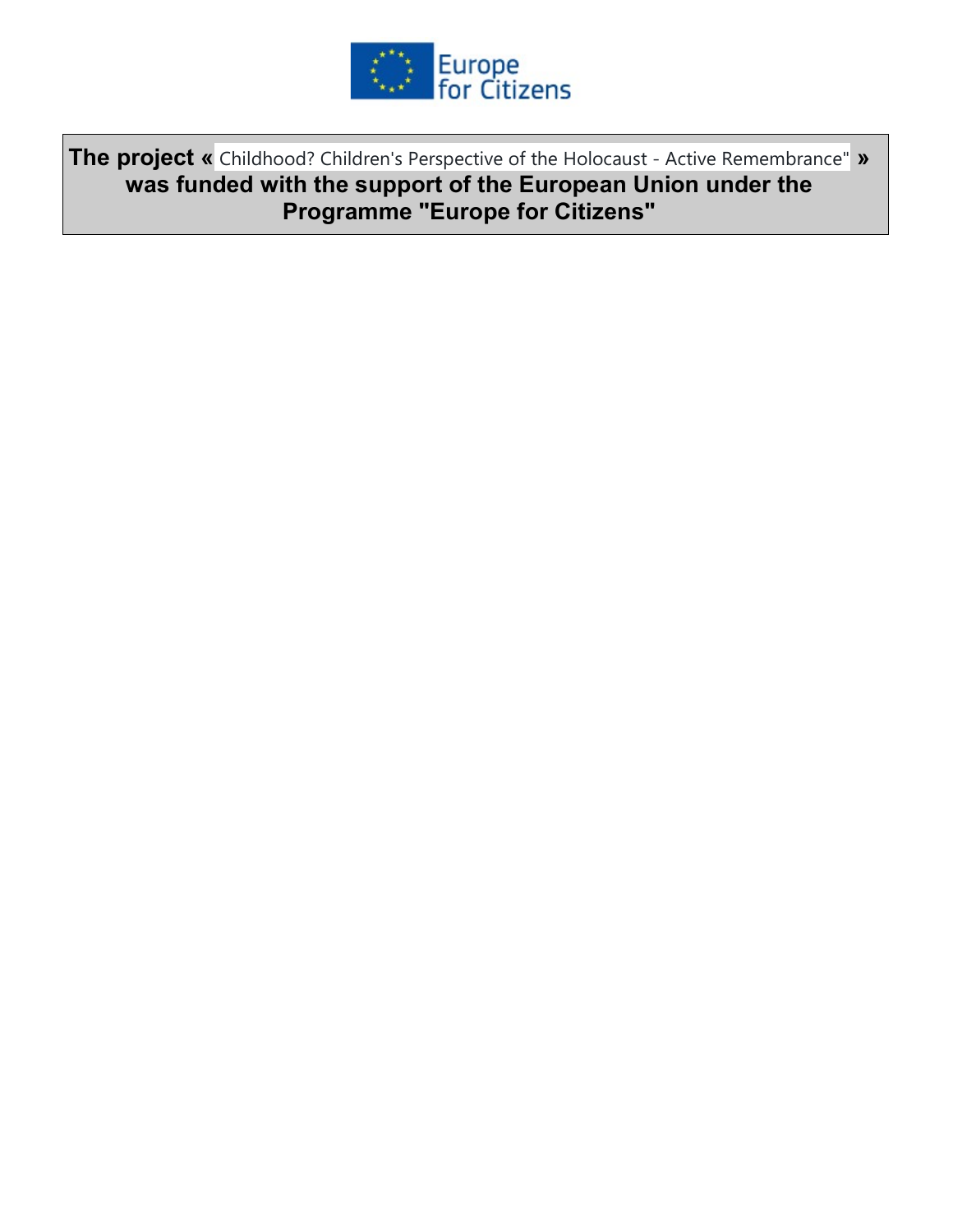Europe for Citizens

**The project « Childhood? Children's Perspective of the Holocaust - Active Remembrance" » was funded with the support of the European Union under the Programme "Europe for Citizens"**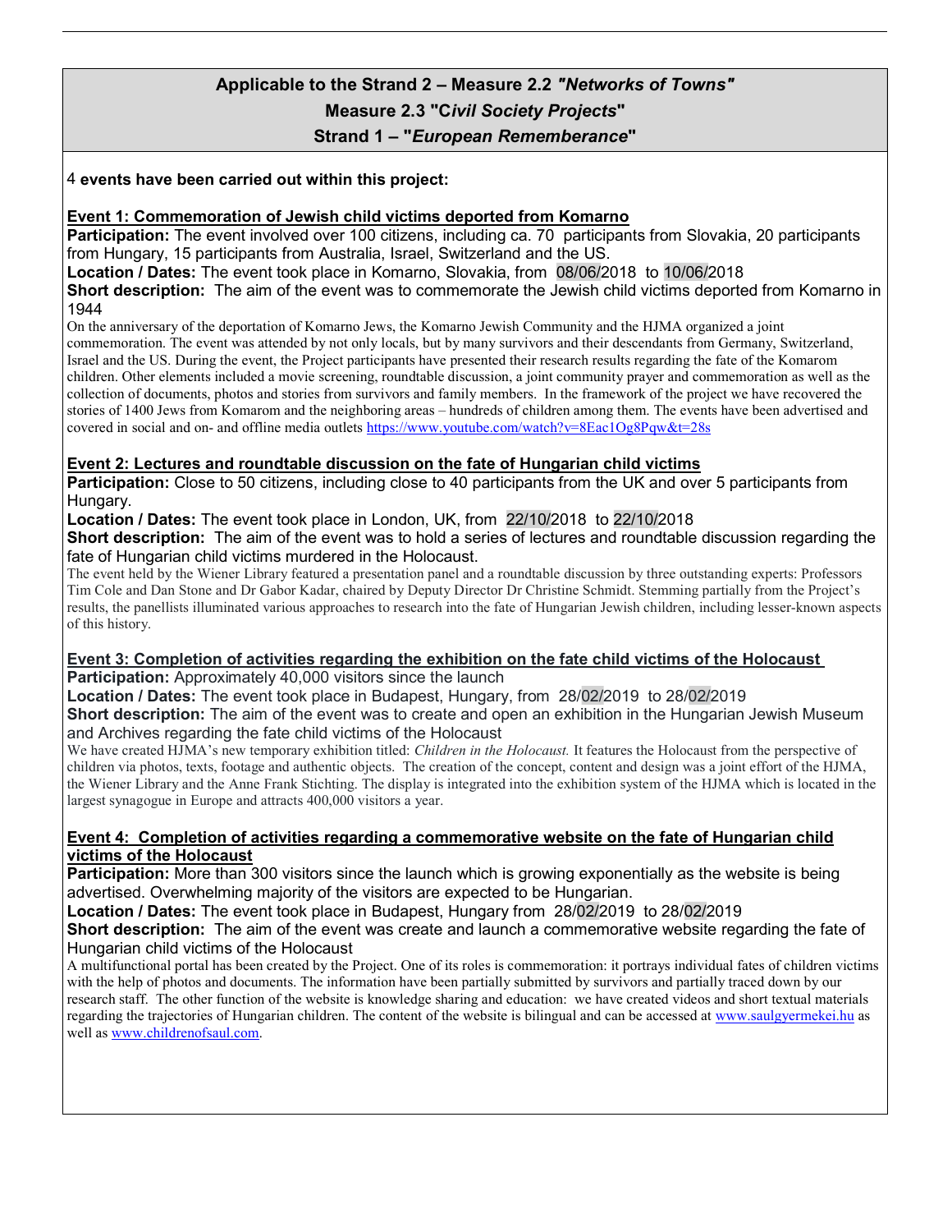**Applicable to the Strand 2 – Measure 2.2 *"Networks of Towns"***

**Measure 2.3 "C*ivil Society Projects*"**

**Strand 1 – "*European Rememberance*"**

4 **events have been carried out within this project:**

**Event 1: Commemoration of Jewish child victims deported from Komarno**

**Participation:** The event involved over 100 citizens, including ca. 70 participants from Slovakia, 20 participants from Hungary, 15 participants from Australia, Israel, Switzerland and the US.

**Location / Dates:** The event took place in Komarno, Slovakia, from 08/06/2018 to 10/06/2018

**Short description:** The aim of the event was to commemorate the Jewish child victims deported from Komarno in 1944

On the anniversary of the deportation of Komarno Jews, the Komarno Jewish Community and the HJMA organized a joint commemoration. The event was attended by not only locals, but by many survivors and their descendants from Germany, Switzerland, Israel and the US. During the event, the Project participants have presented their research results regarding the fate of the Komarom children. Other elements included a movie screening, roundtable discussion, a joint community prayer and commemoration as well as the collection of documents, photos and stories from survivors and family members. In the framework of the project we have recovered the stories of 1400 Jews from Komarom and the neighboring areas – hundreds of children among them. The events have been advertised and covered in social and on- and offline media outlets https://www.youtube.com/watch?v=8Eac1Og8Pqw&t=28s

**Event 2: Lectures and roundtable discussion on the fate of Hungarian child victims**

**Participation:** Close to 50 citizens, including close to 40 participants from the UK and over 5 participants from Hungary.

**Location / Dates:** The event took place in London, UK, from 22/10/2018 to 22/10/2018

**Short description:** The aim of the event was to hold a series of lectures and roundtable discussion regarding the fate of Hungarian child victims murdered in the Holocaust.

The event held by the Wiener Library featured a presentation panel and a roundtable discussion by three outstanding experts: Professors Tim Cole and Dan Stone and Dr Gabor Kadar, chaired by Deputy Director Dr Christine Schmidt. Stemming partially from the Project's results, the panellists illuminated various approaches to research into the fate of Hungarian Jewish children, including lesser-known aspects of this history.

**Event 3: Completion of activities regarding the exhibition on the fate child victims of the Holocaust**

**Participation:** Approximately 40,000 visitors since the launch

**Location / Dates:** The event took place in Budapest, Hungary, from 28/02/2019 to 28/02/2019

**Short description:** The aim of the event was to create and open an exhibition in the Hungarian Jewish Museum and Archives regarding the fate child victims of the Holocaust

We have created HJMA's new temporary exhibition titled: *Children in the Holocaust.* It features the Holocaust from the perspective of children via photos, texts, footage and authentic objects. The creation of the concept, content and design was a joint effort of the HJMA, the Wiener Library and the Anne Frank Stichting. The display is integrated into the exhibition system of the HJMA which is located in the largest synagogue in Europe and attracts 400,000 visitors a year.

**Event 4: Completion of activities regarding a commemorative website on the fate of Hungarian child victims of the Holocaust**

**Participation:** More than 300 visitors since the launch which is growing exponentially as the website is being advertised. Overwhelming majority of the visitors are expected to be Hungarian.

**Location / Dates:** The event took place in Budapest, Hungary from 28/02/2019 to 28/02/2019

**Short description:** The aim of the event was create and launch a commemorative website regarding the fate of Hungarian child victims of the Holocaust

A multifunctional portal has been created by the Project. One of its roles is commemoration: it portrays individual fates of children victims with the help of photos and documents. The information have been partially submitted by survivors and partially traced down by our research staff. The other function of the website is knowledge sharing and education: we have created videos and short textual materials regarding the trajectories of Hungarian children. The content of the website is bilingual and can be accessed at www.saulgyermekei.hu as well as www.childrenofsaul.com.